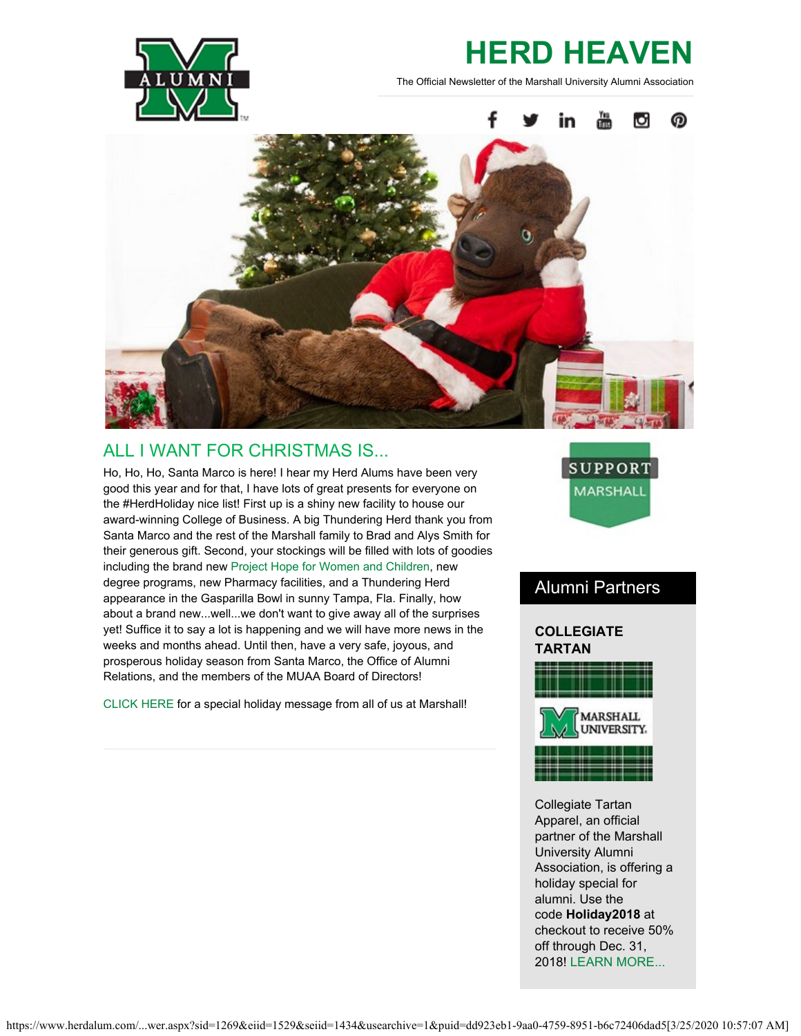# HERD HEAVEN

The Official Newsletter of the Marshall University Alumni Association

## ALL I WANT FOR CHRISTMAS IS...

Ho, Ho, Ho, Santa Marco is here! I hear my Herd Alums have been very good this year and for that, I have lots of great presents for everyone on the #HerdHoliday nice list! First up is a shiny new facility to house our award-winning College of Business. A big Thundering Herd thank you from Santa Marco and the rest of the Marshall family to Brad and Alys Smith for their generous gift. Second, your stockings will be filled with lots of goodies including the brand new Project Hope for Women and Children, new degree programs, new Pharmacy facilities, and a Thundering Herd appearance in the Gasparilla Bowl in sunny Tampa, Fla. Finally, how about a brand new...well...we don't want to give away all of the surprises yet! Suffice it to say a lot is happening and we will have more news in the weeks and months ahead. Until then, have a very safe, joyous, and prosperous holiday season from Santa Marco, the Office of Alumni Relations, and the members of the MUAA Board of Directors!

CLICK HERE for a special holiday message from all of us at Marshall!

SUPPORT MARSHALL

## Alumni Partners

**COLLEGIATE TARTAN**

Collegiate Tartan Apparel, an official partner of the Marshall University Alumni Association, is offering a holiday special for alumni. Use the code **Holiday2018** at checkout to receive 50% off through Dec. 31, 2018! LEARN MORE...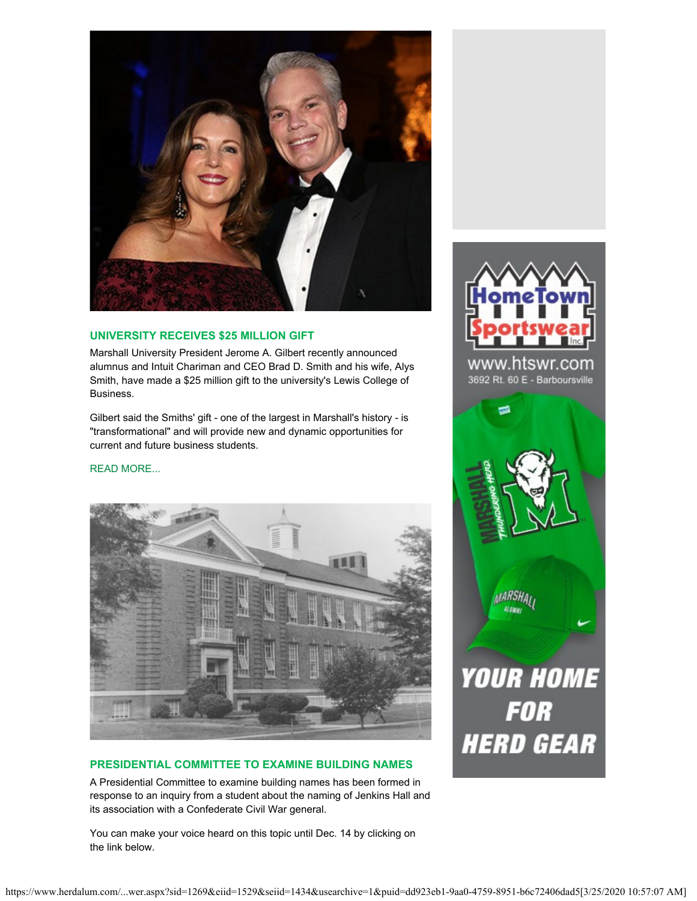## UNIVERSITY RECEIVES $25 MILLION GIFT

Marshall University President Jerome A. Gilbert recently announced alumnus and Intuit Chariman and CEO Brad D. Smith and his wife, Alys Smith, have made a $25 million gift to the university's Lewis College of Business.

Gilbert said the Smiths' gift - one of the largest in Marshall's history - is "transformational" and will provide new and dynamic opportunities for current and future business students.

READ MORE...

## PRESIDENTIAL COMMITTEE TO EXAMINE BUILDING NAMES

A Presidential Committee to examine building names has been formed in response to an inquiry from a student about the naming of Jenkins Hall and its association with a Confederate Civil War general.

You can make your voice heard on this topic until Dec. 14 by clicking on the link below.

HomeTown Sportswear Inc.

www.htswr.com

3692 Rt. 60 E - Barboursville

YOUR HOME FOR HERD GEAR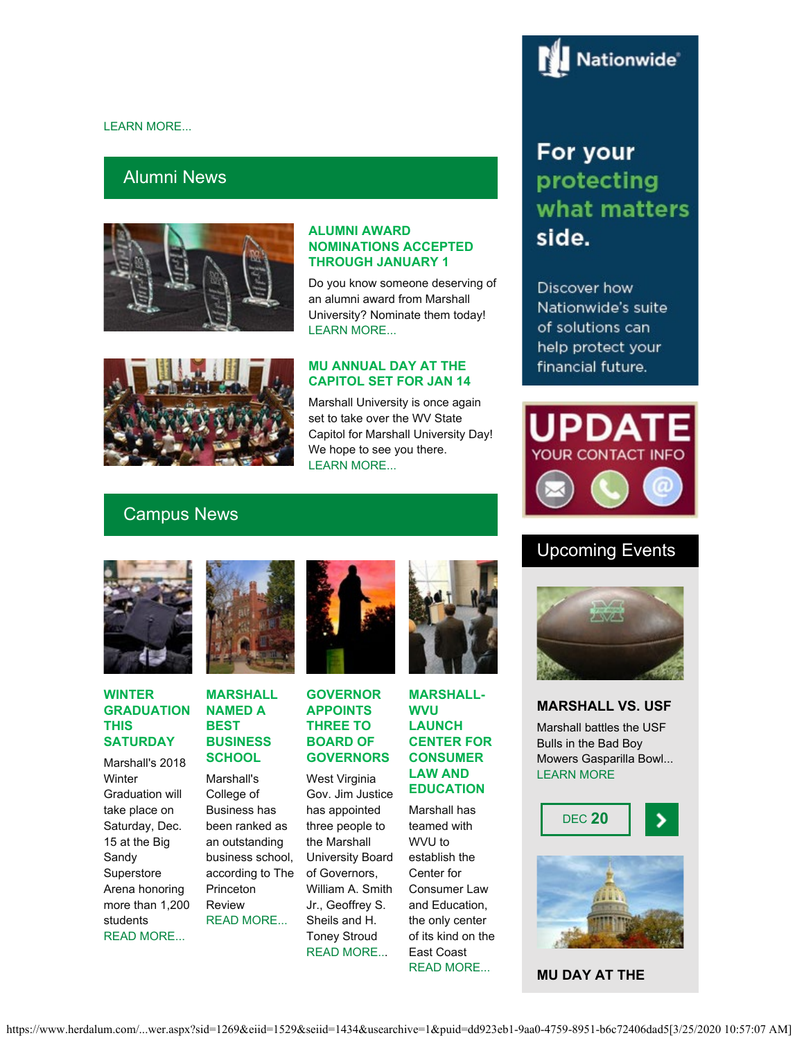LEARN MORE...

## Alumni News

### ALUMNI AWARD NOMINATIONS ACCEPTED THROUGH JANUARY 1

Do you know someone deserving of an alumni award from Marshall University? Nominate them today! LEARN MORE...

### MU ANNUAL DAY AT THE CAPITOL SET FOR JAN 14

Marshall University is once again set to take over the WV State Capitol for Marshall University Day! We hope to see you there. LEARN MORE...

## Campus News

### WINTER GRADUATION THIS SATURDAY

Marshall's 2018 Winter Graduation will take place on Saturday, Dec. 15 at the Big Sandy Superstore Arena honoring more than 1,200 students READ MORE...

### MARSHALL NAMED A BEST BUSINESS SCHOOL

Marshall's College of Business has been ranked as an outstanding business school, according to The Princeton Review READ MORE...

### GOVERNOR APPOINTS THREE TO BOARD OF GOVERNORS

West Virginia Gov. Jim Justice has appointed three people to the Marshall University Board of Governors, William A. Smith Jr., Geoffrey S. Sheils and H. Toney Stroud READ MORE...

### MARSHALL-WVU LAUNCH CENTER FOR CONSUMER LAW AND EDUCATION

Marshall has teamed with WVU to establish the Center for Consumer Law and Education, the only center of its kind on the East Coast READ MORE...

Nationwide®

For your protecting what matters side.

Discover how Nationwide's suite of solutions can help protect your financial future.

UPDATE YOUR CONTACT INFO

## Upcoming Events

### MARSHALL VS. USF

Marshall battles the USF Bulls in the Bad Boy Mowers Gasparilla Bowl... LEARN MORE

DEC 20

### MU DAY AT THE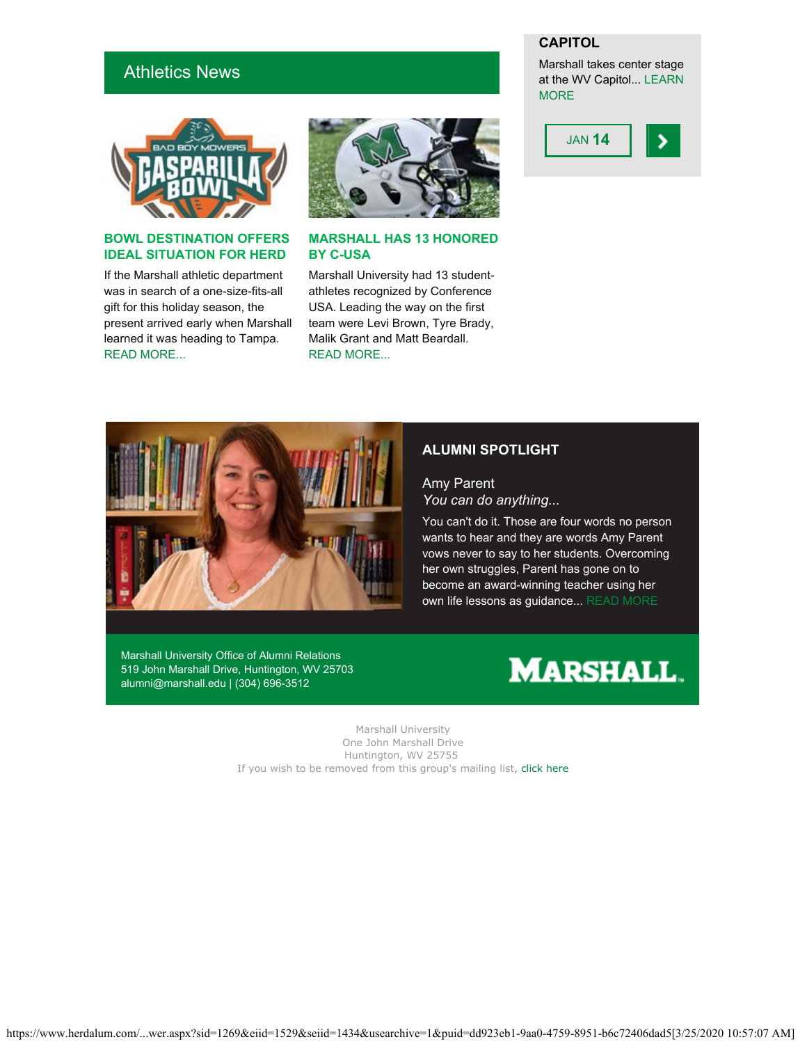## Athletics News

### BOWL DESTINATION OFFERS IDEAL SITUATION FOR HERD

If the Marshall athletic department was in search of a one-size-fits-all gift for this holiday season, the present arrived early when Marshall learned it was heading to Tampa. READ MORE...

### MARSHALL HAS 13 HONORED BY C-USA

Marshall University had 13 student-athletes recognized by Conference USA. Leading the way on the first team were Levi Brown, Tyre Brady, Malik Grant and Matt Beardall. READ MORE...

### CAPITOL

Marshall takes center stage at the WV Capitol... LEARN MORE

JAN 14

### ALUMNI SPOTLIGHT

Amy Parent

*You can do anything...*

You can't do it. Those are four words no person wants to hear and they are words Amy Parent vows never to say to her students. Overcoming her own struggles, Parent has gone on to become an award-winning teacher using her own life lessons as guidance... READ MORE

Marshall University Office of Alumni Relations
519 John Marshall Drive, Huntington, WV 25703
alumni@marshall.edu | (304) 696-3512

MARSHALL

Marshall University
One John Marshall Drive
Huntington, WV 25755
If you wish to be removed from this group's mailing list, click here